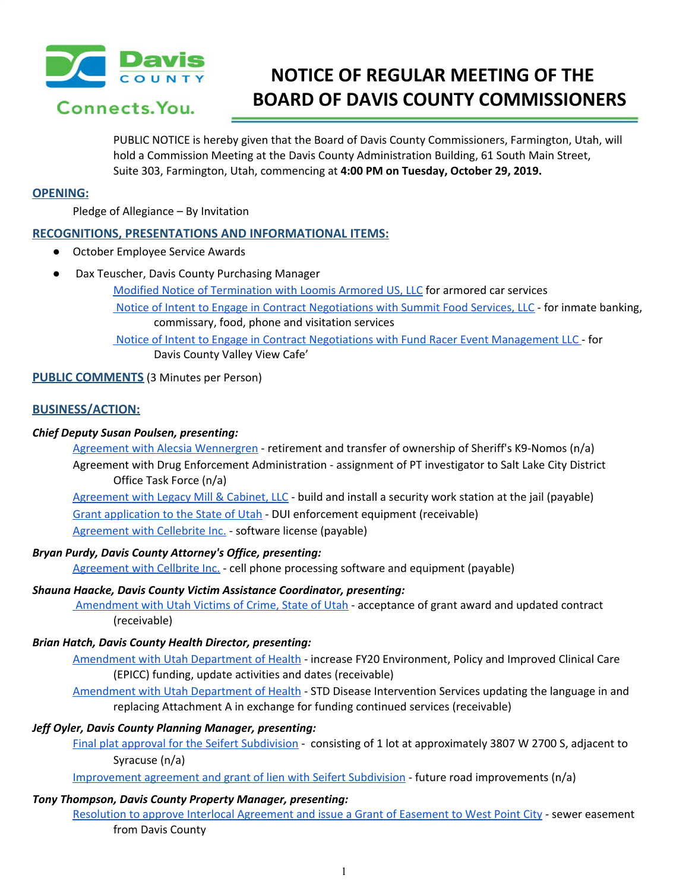# NOTICE OF REGULAR MEETING OF THE BOARD OF DAVIS COUNTY COMMISSIONERS

PUBLIC NOTICE is hereby given that the Board of Davis County Commissioners, Farmington, Utah, will hold a Commission Meeting at the Davis County Administration Building, 61 South Main Street, Suite 303, Farmington, Utah, commencing at **4:00 PM on Tuesday, October 29, 2019.**

## OPENING:

Pledge of Allegiance – By Invitation

## RECOGNITIONS, PRESENTATIONS AND INFORMATIONAL ITEMS:

- October Employee Service Awards
- Dax Teuscher, Davis County Purchasing Manager
  - Modified Notice of Termination with Loomis Armored US, LLC for armored car services
  - Notice of Intent to Engage in Contract Negotiations with Summit Food Services, LLC - for inmate banking, commissary, food, phone and visitation services
  - Notice of Intent to Engage in Contract Negotiations with Fund Racer Event Management LLC - for Davis County Valley View Cafe'

## PUBLIC COMMENTS (3 Minutes per Person)

## BUSINESS/ACTION:

***Chief Deputy Susan Poulsen, presenting:***

- Agreement with Alecsia Wennergren - retirement and transfer of ownership of Sheriff's K9-Nomos (n/a)
- Agreement with Drug Enforcement Administration - assignment of PT investigator to Salt Lake City District Office Task Force (n/a)
- Agreement with Legacy Mill & Cabinet, LLC - build and install a security work station at the jail (payable)
- Grant application to the State of Utah - DUI enforcement equipment (receivable)
- Agreement with Cellebrite Inc. - software license (payable)

***Bryan Purdy, Davis County Attorney's Office, presenting:***

- Agreement with Cellbrite Inc. - cell phone processing software and equipment (payable)

***Shauna Haacke, Davis County Victim Assistance Coordinator, presenting:***

- Amendment with Utah Victims of Crime, State of Utah - acceptance of grant award and updated contract (receivable)

***Brian Hatch, Davis County Health Director, presenting:***

- Amendment with Utah Department of Health - increase FY20 Environment, Policy and Improved Clinical Care (EPICC) funding, update activities and dates (receivable)
- Amendment with Utah Department of Health - STD Disease Intervention Services updating the language in and replacing Attachment A in exchange for funding continued services (receivable)

***Jeff Oyler, Davis County Planning Manager, presenting:***

- Final plat approval for the Seifert Subdivision - consisting of 1 lot at approximately 3807 W 2700 S, adjacent to Syracuse (n/a)
- Improvement agreement and grant of lien with Seifert Subdivision - future road improvements (n/a)

***Tony Thompson, Davis County Property Manager, presenting:***

- Resolution to approve Interlocal Agreement and issue a Grant of Easement to West Point City - sewer easement from Davis County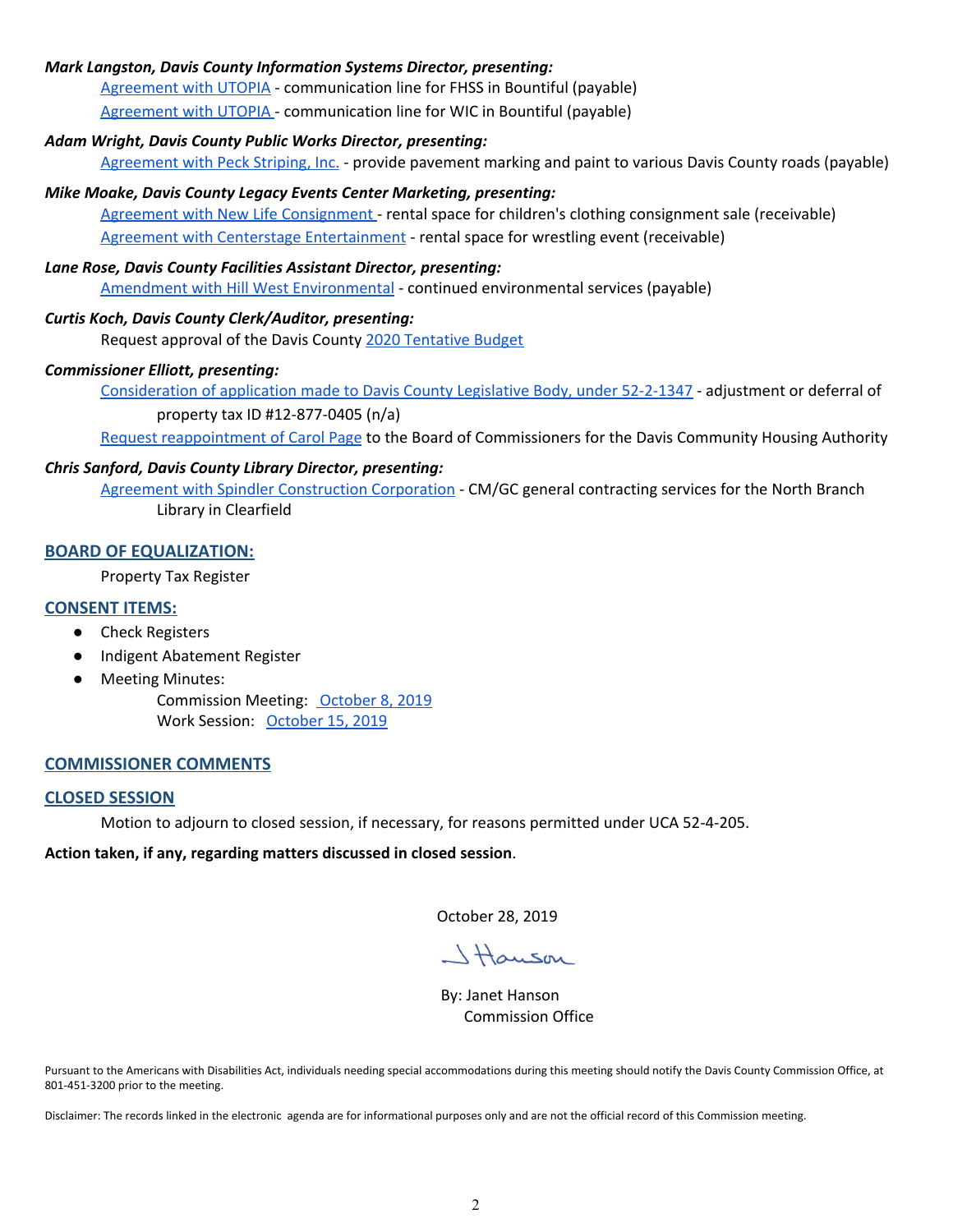***Mark Langston, Davis County Information Systems Director, presenting:***

Agreement with UTOPIA - communication line for FHSS in Bountiful (payable)

Agreement with UTOPIA - communication line for WIC in Bountiful (payable)

***Adam Wright, Davis County Public Works Director, presenting:***

Agreement with Peck Striping, Inc. - provide pavement marking and paint to various Davis County roads (payable)

***Mike Moake, Davis County Legacy Events Center Marketing, presenting:***

Agreement with New Life Consignment - rental space for children's clothing consignment sale (receivable)

Agreement with Centerstage Entertainment - rental space for wrestling event (receivable)

***Lane Rose, Davis County Facilities Assistant Director, presenting:***

Amendment with Hill West Environmental - continued environmental services (payable)

***Curtis Koch, Davis County Clerk/Auditor, presenting:***

Request approval of the Davis County 2020 Tentative Budget

***Commissioner Elliott, presenting:***

Consideration of application made to Davis County Legislative Body, under 52-2-1347 - adjustment or deferral of property tax ID #12-877-0405 (n/a)

Request reappointment of Carol Page to the Board of Commissioners for the Davis Community Housing Authority

***Chris Sanford, Davis County Library Director, presenting:***

Agreement with Spindler Construction Corporation - CM/GC general contracting services for the North Branch Library in Clearfield

## BOARD OF EQUALIZATION:

Property Tax Register

## CONSENT ITEMS:

- Check Registers
- Indigent Abatement Register
- Meeting Minutes:
  - Commission Meeting: October 8, 2019
  - Work Session: October 15, 2019

## COMMISSIONER COMMENTS

## CLOSED SESSION

Motion to adjourn to closed session, if necessary, for reasons permitted under UCA 52-4-205.

**Action taken, if any, regarding matters discussed in closed session**.

October 28, 2019

J Hanson

By: Janet Hanson
Commission Office

Pursuant to the Americans with Disabilities Act, individuals needing special accommodations during this meeting should notify the Davis County Commission Office, at 801-451-3200 prior to the meeting.

Disclaimer: The records linked in the electronic agenda are for informational purposes only and are not the official record of this Commission meeting.